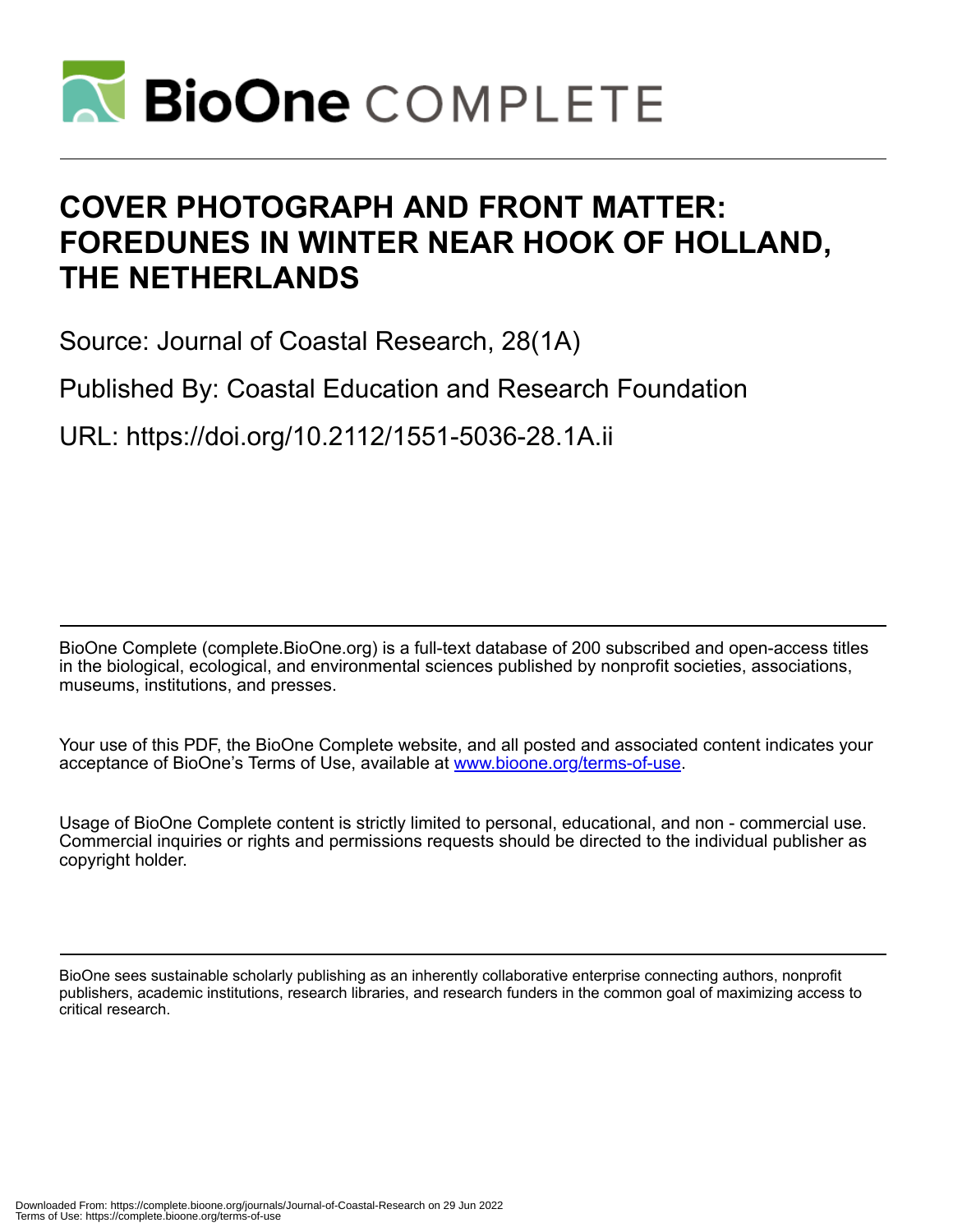# COVER PHOTOGRAPH AND FRONT MATTER: FOREDUNES IN WINTER NEAR HOOK OF HOLLAND, THE NETHERLANDS

Source: Journal of Coastal Research, 28(1A)

Published By: Coastal Education and Research Foundation

URL: https://doi.org/10.2112/1551-5036-28.1A.ii

BioOne Complete (complete.BioOne.org) is a full-text database of 200 subscribed and open-access titles in the biological, ecological, and environmental sciences published by nonprofit societies, associations, museums, institutions, and presses.

Your use of this PDF, the BioOne Complete website, and all posted and associated content indicates your acceptance of BioOne's Terms of Use, available at www.bioone.org/terms-of-use.

Usage of BioOne Complete content is strictly limited to personal, educational, and non - commercial use. Commercial inquiries or rights and permissions requests should be directed to the individual publisher as copyright holder.

BioOne sees sustainable scholarly publishing as an inherently collaborative enterprise connecting authors, nonprofit publishers, academic institutions, research libraries, and research funders in the common goal of maximizing access to critical research.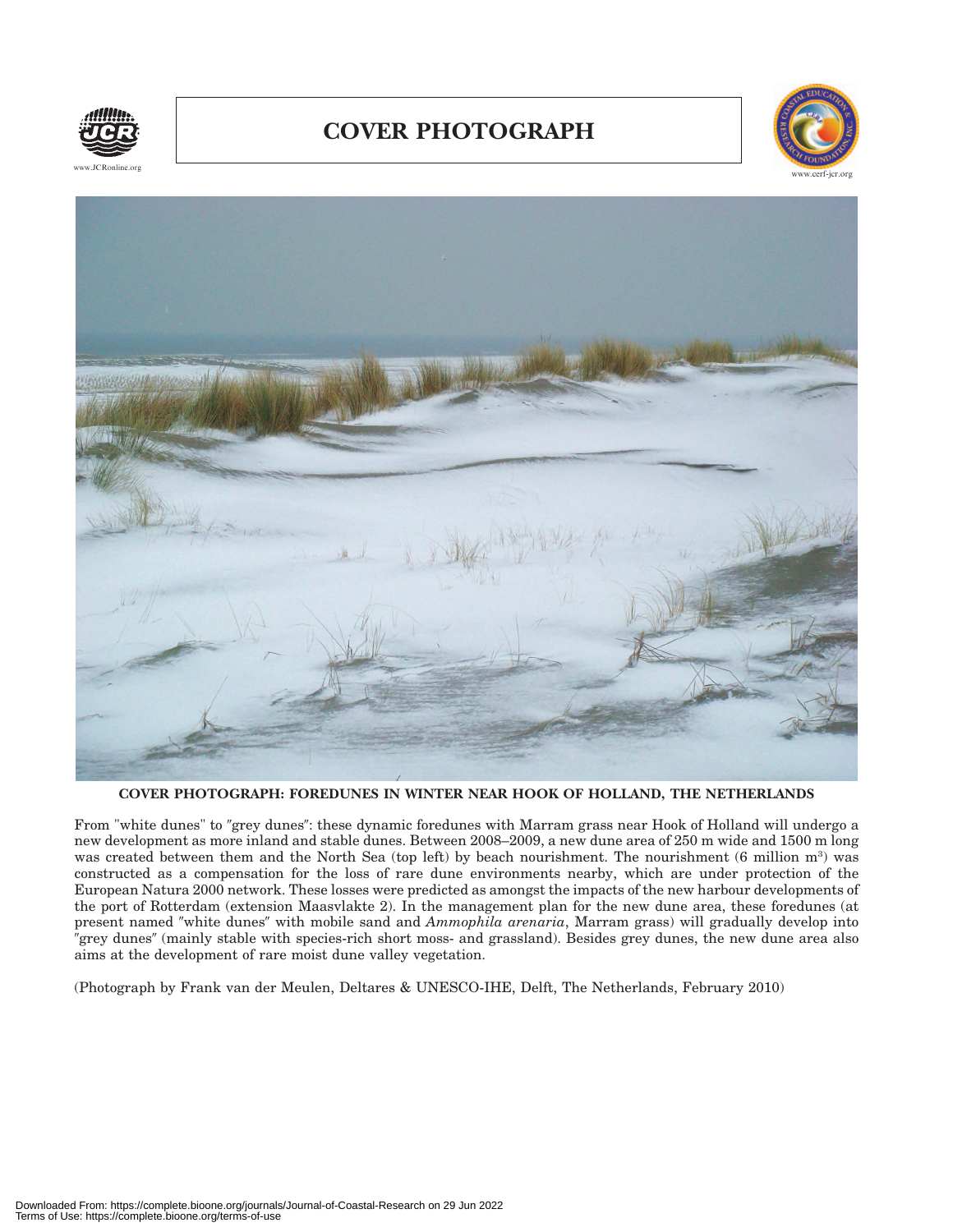# COVER PHOTOGRAPH

**COVER PHOTOGRAPH: FOREDUNES IN WINTER NEAR HOOK OF HOLLAND, THE NETHERLANDS**

From "white dunes" to ″grey dunes″: these dynamic foredunes with Marram grass near Hook of Holland will undergo a new development as more inland and stable dunes. Between 2008–2009, a new dune area of 250 m wide and 1500 m long was created between them and the North Sea (top left) by beach nourishment. The nourishment (6 million $m^3$) was constructed as a compensation for the loss of rare dune environments nearby, which are under protection of the European Natura 2000 network. These losses were predicted as amongst the impacts of the new harbour developments of the port of Rotterdam (extension Maasvlakte 2). In the management plan for the new dune area, these foredunes (at present named ″white dunes″ with mobile sand and *Ammophila arenaria*, Marram grass) will gradually develop into ″grey dunes″ (mainly stable with species-rich short moss- and grassland). Besides grey dunes, the new dune area also aims at the development of rare moist dune valley vegetation.

(Photograph by Frank van der Meulen, Deltares & UNESCO-IHE, Delft, The Netherlands, February 2010)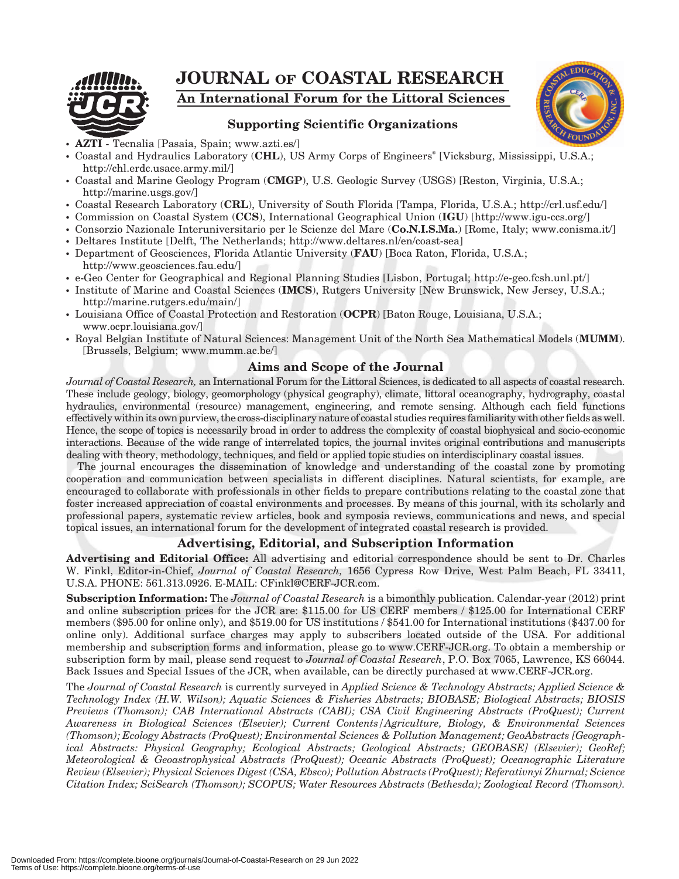# JOURNAL OF COASTAL RESEARCH

**An International Forum for the Littoral Sciences**

### Supporting Scientific Organizations

- **AZTI** - Tecnalia [Pasaia, Spain; www.azti.es/]
- Coastal and Hydraulics Laboratory (**CHL**), US Army Corps of Engineers® [Vicksburg, Mississippi, U.S.A.; http://chl.erdc.usace.army.mil/]
- Coastal and Marine Geology Program (**CMGP**), U.S. Geologic Survey (USGS) [Reston, Virginia, U.S.A.; http://marine.usgs.gov/]
- Coastal Research Laboratory (**CRL**), University of South Florida [Tampa, Florida, U.S.A.; http://crl.usf.edu/]
- Commission on Coastal System (**CCS**), International Geographical Union (**IGU**) [http://www.igu-ccs.org/]
- Consorzio Nazionale Interuniversitario per le Scienze del Mare (**Co.N.I.S.Ma.**) [Rome, Italy; www.conisma.it/]
- Deltares Institute [Delft, The Netherlands; http://www.deltares.nl/en/coast-sea]
- Department of Geosciences, Florida Atlantic University (**FAU**) [Boca Raton, Florida, U.S.A.; http://www.geosciences.fau.edu/]
- e-Geo Center for Geographical and Regional Planning Studies [Lisbon, Portugal; http://e-geo.fcsh.unl.pt/]
- Institute of Marine and Coastal Sciences (**IMCS**), Rutgers University [New Brunswick, New Jersey, U.S.A.; http://marine.rutgers.edu/main/]
- Louisiana Office of Coastal Protection and Restoration (**OCPR**) [Baton Rouge, Louisiana, U.S.A.; www.ocpr.louisiana.gov/]
- Royal Belgian Institute of Natural Sciences: Management Unit of the North Sea Mathematical Models (**MUMM**). [Brussels, Belgium; www.mumm.ac.be/]

### Aims and Scope of the Journal

*Journal of Coastal Research,* an International Forum for the Littoral Sciences, is dedicated to all aspects of coastal research. These include geology, biology, geomorphology (physical geography), climate, littoral oceanography, hydrography, coastal hydraulics, environmental (resource) management, engineering, and remote sensing. Although each field functions effectively within its own purview, the cross-disciplinary nature of coastal studies requires familiarity with other fields as well. Hence, the scope of topics is necessarily broad in order to address the complexity of coastal biophysical and socio-economic interactions. Because of the wide range of interrelated topics, the journal invites original contributions and manuscripts dealing with theory, methodology, techniques, and field or applied topic studies on interdisciplinary coastal issues.

The journal encourages the dissemination of knowledge and understanding of the coastal zone by promoting cooperation and communication between specialists in different disciplines. Natural scientists, for example, are encouraged to collaborate with professionals in other fields to prepare contributions relating to the coastal zone that foster increased appreciation of coastal environments and processes. By means of this journal, with its scholarly and professional papers, systematic review articles, book and symposia reviews, communications and news, and special topical issues, an international forum for the development of integrated coastal research is provided.

### Advertising, Editorial, and Subscription Information

**Advertising and Editorial Office:** All advertising and editorial correspondence should be sent to Dr. Charles W. Finkl, Editor-in-Chief, *Journal of Coastal Research,* 1656 Cypress Row Drive, West Palm Beach, FL 33411, U.S.A. PHONE: 561.313.0926. E-MAIL: CFinkl@CERF-JCR.com.

**Subscription Information:** The *Journal of Coastal Research* is a bimonthly publication. Calendar-year (2012) print and online subscription prices for the JCR are: $115.00 for US CERF members / $125.00 for International CERF members ($95.00 for online only), and $519.00 for US institutions / $541.00 for International institutions ($437.00 for online only). Additional surface charges may apply to subscribers located outside of the USA. For additional membership and subscription forms and information, please go to www.CERF-JCR.org. To obtain a membership or subscription form by mail, please send request to *Journal of Coastal Research*, P.O. Box 7065, Lawrence, KS 66044. Back Issues and Special Issues of the JCR, when available, can be directly purchased at www.CERF-JCR.org.

The *Journal of Coastal Research* is currently surveyed in *Applied Science & Technology Abstracts; Applied Science & Technology Index (H.W. Wilson); Aquatic Sciences & Fisheries Abstracts; BIOBASE; Biological Abstracts; BIOSIS Previews (Thomson); CAB International Abstracts (CABI); CSA Civil Engineering Abstracts (ProQuest); Current Awareness in Biological Sciences (Elsevier); Current Contents/Agriculture, Biology, & Environmental Sciences (Thomson); Ecology Abstracts (ProQuest); Environmental Sciences & Pollution Management; GeoAbstracts [Geographical Abstracts: Physical Geography; Ecological Abstracts; Geological Abstracts; GEOBASE] (Elsevier); GeoRef; Meteorological & Geoastrophysical Abstracts (ProQuest); Oceanic Abstracts (ProQuest); Oceanographic Literature Review (Elsevier); Physical Sciences Digest (CSA, Ebsco); Pollution Abstracts (ProQuest); Referativnyi Zhurnal; Science Citation Index; SciSearch (Thomson); SCOPUS; Water Resources Abstracts (Bethesda); Zoological Record (Thomson).*